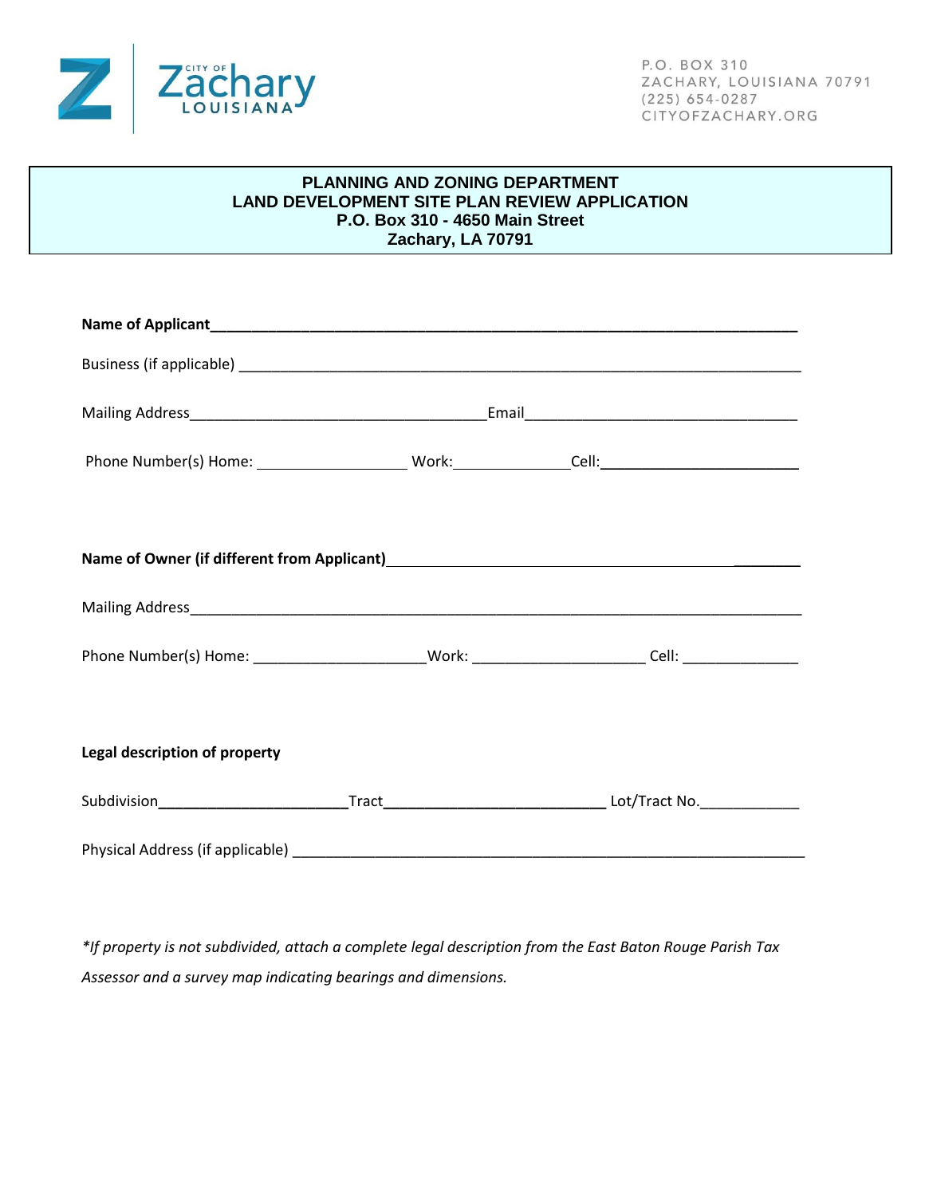CITY OF Zachary LOUISIANA

P.O. BOX 310
ZACHARY, LOUISIANA 70791
(225) 654-0287
CITYOFZACHARY.ORG

**PLANNING AND ZONING DEPARTMENT**
**LAND DEVELOPMENT SITE PLAN REVIEW APPLICATION**
**P.O. Box 310 - 4650 Main Street**
**Zachary, LA 70791**

**Name of Applicant**___________________________________________________________________

Business (if applicable) _________________________________________________________________

Mailing Address_________________________________Email_______________________________

Phone Number(s) Home: ________________ Work:_____________Cell:______________________

**Name of Owner (if different from Applicant)**_________________________________________

Mailing Address_________________________________________________________________

Phone Number(s) Home: ___________________Work: ___________________ Cell: _____________

**Legal description of property**

Subdivision_____________________Tract________________________ Lot/Tract No.___________

Physical Address (if applicable) _________________________________________________________

*\*If property is not subdivided, attach a complete legal description from the East Baton Rouge Parish Tax Assessor and a survey map indicating bearings and dimensions.*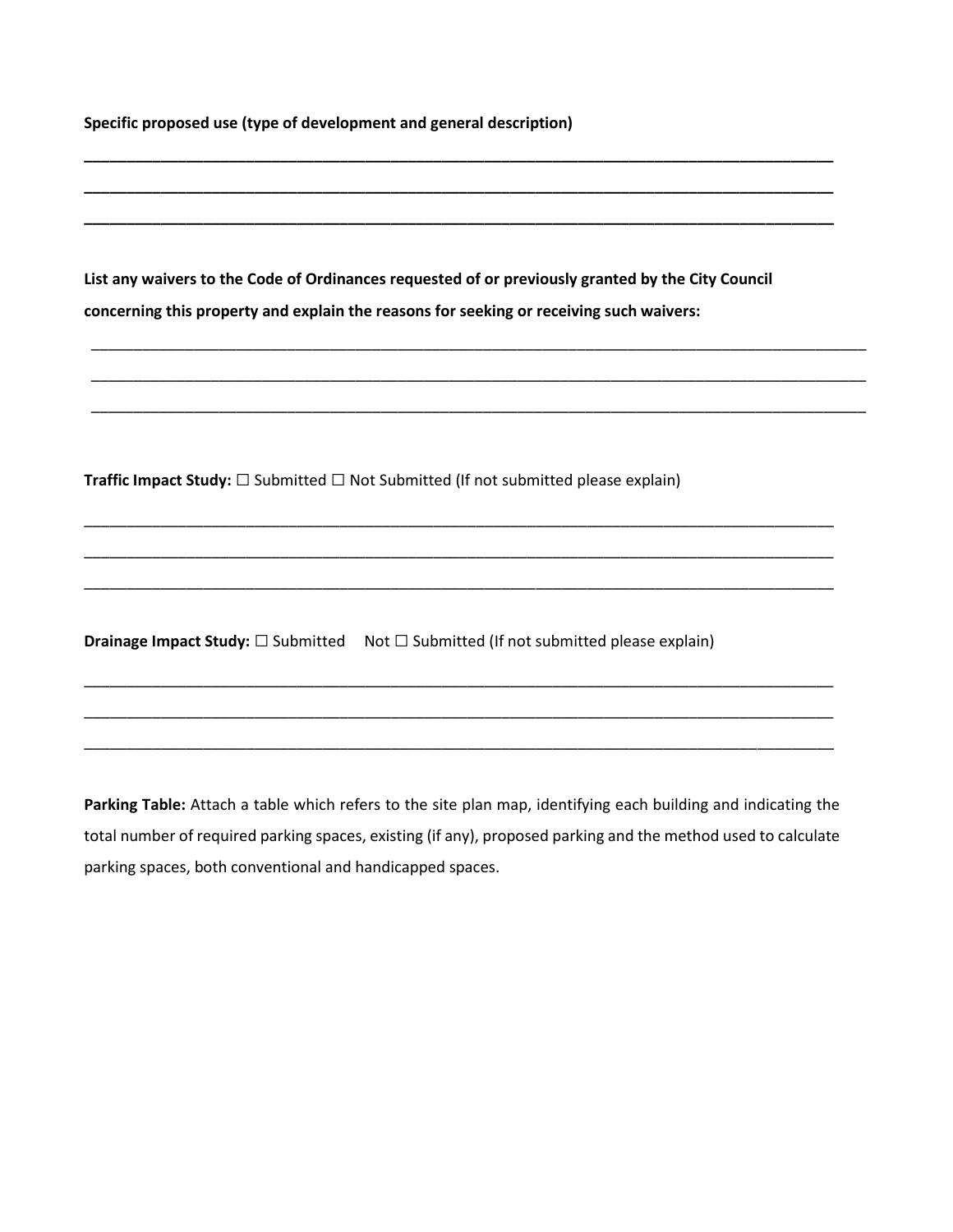**Specific proposed use (type of development and general description)**

\_\_\_\_\_\_\_\_\_\_\_\_\_\_\_\_\_\_\_\_\_\_\_\_\_\_\_\_\_\_\_\_\_\_\_\_\_\_\_\_\_\_\_\_\_\_\_\_\_\_\_\_\_\_\_\_\_\_\_\_\_\_\_\_\_\_\_\_\_\_\_\_\_\_\_\_\_\_\_\_\_\_

\_\_\_\_\_\_\_\_\_\_\_\_\_\_\_\_\_\_\_\_\_\_\_\_\_\_\_\_\_\_\_\_\_\_\_\_\_\_\_\_\_\_\_\_\_\_\_\_\_\_\_\_\_\_\_\_\_\_\_\_\_\_\_\_\_\_\_\_\_\_\_\_\_\_\_\_\_\_\_\_\_\_

\_\_\_\_\_\_\_\_\_\_\_\_\_\_\_\_\_\_\_\_\_\_\_\_\_\_\_\_\_\_\_\_\_\_\_\_\_\_\_\_\_\_\_\_\_\_\_\_\_\_\_\_\_\_\_\_\_\_\_\_\_\_\_\_\_\_\_\_\_\_\_\_\_\_\_\_\_\_\_\_\_\_

**List any waivers to the Code of Ordinances requested of or previously granted by the City Council concerning this property and explain the reasons for seeking or receiving such waivers:**

\_\_\_\_\_\_\_\_\_\_\_\_\_\_\_\_\_\_\_\_\_\_\_\_\_\_\_\_\_\_\_\_\_\_\_\_\_\_\_\_\_\_\_\_\_\_\_\_\_\_\_\_\_\_\_\_\_\_\_\_\_\_\_\_\_\_\_\_\_\_\_\_\_\_\_\_\_\_\_\_\_\_

\_\_\_\_\_\_\_\_\_\_\_\_\_\_\_\_\_\_\_\_\_\_\_\_\_\_\_\_\_\_\_\_\_\_\_\_\_\_\_\_\_\_\_\_\_\_\_\_\_\_\_\_\_\_\_\_\_\_\_\_\_\_\_\_\_\_\_\_\_\_\_\_\_\_\_\_\_\_\_\_\_\_

\_\_\_\_\_\_\_\_\_\_\_\_\_\_\_\_\_\_\_\_\_\_\_\_\_\_\_\_\_\_\_\_\_\_\_\_\_\_\_\_\_\_\_\_\_\_\_\_\_\_\_\_\_\_\_\_\_\_\_\_\_\_\_\_\_\_\_\_\_\_\_\_\_\_\_\_\_\_\_\_\_\_

**Traffic Impact Study:** ☐ Submitted ☐ Not Submitted (If not submitted please explain)

\_\_\_\_\_\_\_\_\_\_\_\_\_\_\_\_\_\_\_\_\_\_\_\_\_\_\_\_\_\_\_\_\_\_\_\_\_\_\_\_\_\_\_\_\_\_\_\_\_\_\_\_\_\_\_\_\_\_\_\_\_\_\_\_\_\_\_\_\_\_\_\_\_\_\_\_\_\_\_\_\_\_

\_\_\_\_\_\_\_\_\_\_\_\_\_\_\_\_\_\_\_\_\_\_\_\_\_\_\_\_\_\_\_\_\_\_\_\_\_\_\_\_\_\_\_\_\_\_\_\_\_\_\_\_\_\_\_\_\_\_\_\_\_\_\_\_\_\_\_\_\_\_\_\_\_\_\_\_\_\_\_\_\_\_

\_\_\_\_\_\_\_\_\_\_\_\_\_\_\_\_\_\_\_\_\_\_\_\_\_\_\_\_\_\_\_\_\_\_\_\_\_\_\_\_\_\_\_\_\_\_\_\_\_\_\_\_\_\_\_\_\_\_\_\_\_\_\_\_\_\_\_\_\_\_\_\_\_\_\_\_\_\_\_\_\_\_

**Drainage Impact Study:** ☐ Submitted Not ☐ Submitted (If not submitted please explain)

\_\_\_\_\_\_\_\_\_\_\_\_\_\_\_\_\_\_\_\_\_\_\_\_\_\_\_\_\_\_\_\_\_\_\_\_\_\_\_\_\_\_\_\_\_\_\_\_\_\_\_\_\_\_\_\_\_\_\_\_\_\_\_\_\_\_\_\_\_\_\_\_\_\_\_\_\_\_\_\_\_\_

\_\_\_\_\_\_\_\_\_\_\_\_\_\_\_\_\_\_\_\_\_\_\_\_\_\_\_\_\_\_\_\_\_\_\_\_\_\_\_\_\_\_\_\_\_\_\_\_\_\_\_\_\_\_\_\_\_\_\_\_\_\_\_\_\_\_\_\_\_\_\_\_\_\_\_\_\_\_\_\_\_\_

\_\_\_\_\_\_\_\_\_\_\_\_\_\_\_\_\_\_\_\_\_\_\_\_\_\_\_\_\_\_\_\_\_\_\_\_\_\_\_\_\_\_\_\_\_\_\_\_\_\_\_\_\_\_\_\_\_\_\_\_\_\_\_\_\_\_\_\_\_\_\_\_\_\_\_\_\_\_\_\_\_\_

**Parking Table:** Attach a table which refers to the site plan map, identifying each building and indicating the total number of required parking spaces, existing (if any), proposed parking and the method used to calculate parking spaces, both conventional and handicapped spaces.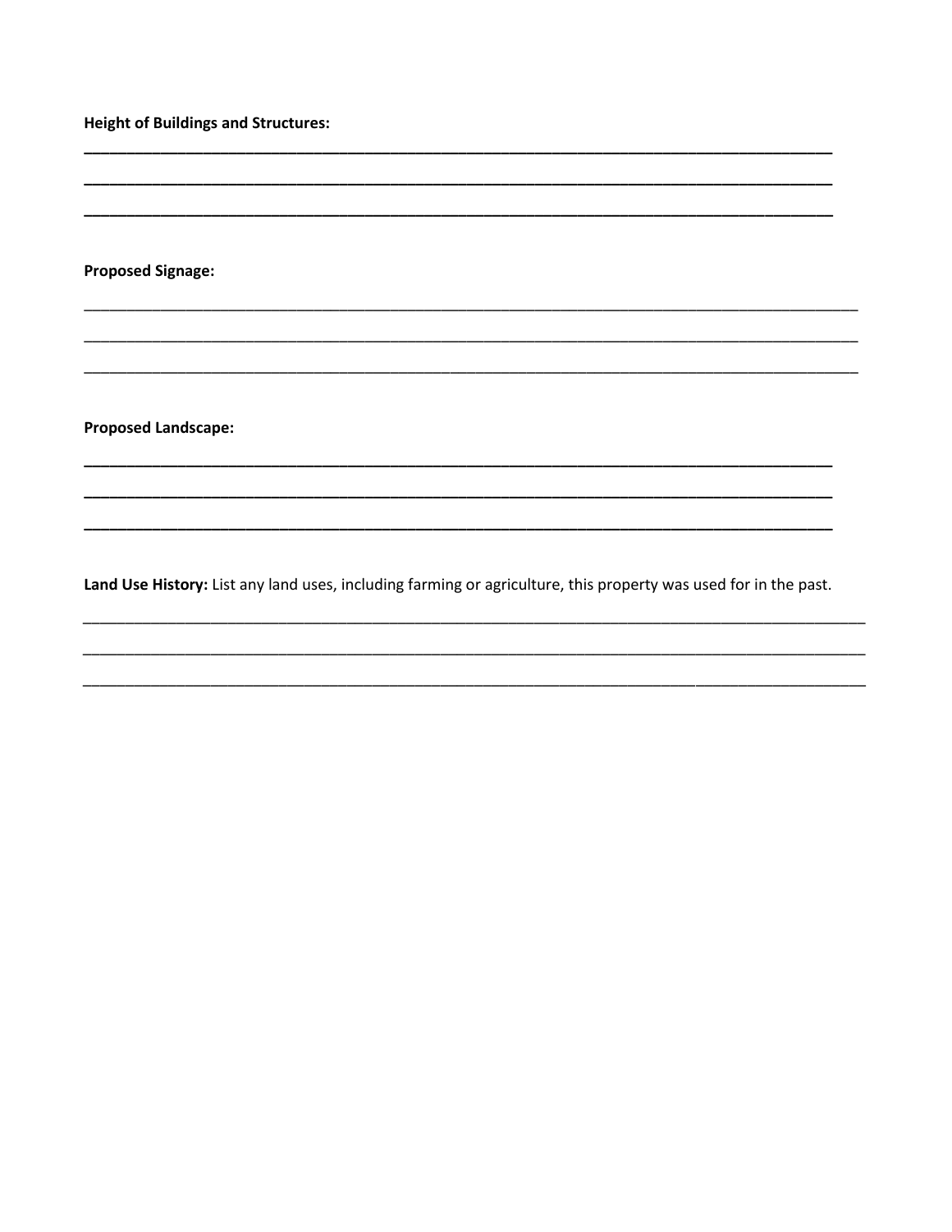**Height of Buildings and Structures:**

\_\_\_\_\_\_\_\_\_\_\_\_\_\_\_\_\_\_\_\_\_\_\_\_\_\_\_\_\_\_\_\_\_\_\_\_\_\_\_\_\_\_\_\_\_\_\_\_\_\_\_\_\_\_\_\_\_\_\_\_\_\_\_\_\_\_\_\_\_\_\_\_\_\_\_\_\_\_

\_\_\_\_\_\_\_\_\_\_\_\_\_\_\_\_\_\_\_\_\_\_\_\_\_\_\_\_\_\_\_\_\_\_\_\_\_\_\_\_\_\_\_\_\_\_\_\_\_\_\_\_\_\_\_\_\_\_\_\_\_\_\_\_\_\_\_\_\_\_\_\_\_\_\_\_\_\_

\_\_\_\_\_\_\_\_\_\_\_\_\_\_\_\_\_\_\_\_\_\_\_\_\_\_\_\_\_\_\_\_\_\_\_\_\_\_\_\_\_\_\_\_\_\_\_\_\_\_\_\_\_\_\_\_\_\_\_\_\_\_\_\_\_\_\_\_\_\_\_\_\_\_\_\_\_\_

**Proposed Signage:**

\_\_\_\_\_\_\_\_\_\_\_\_\_\_\_\_\_\_\_\_\_\_\_\_\_\_\_\_\_\_\_\_\_\_\_\_\_\_\_\_\_\_\_\_\_\_\_\_\_\_\_\_\_\_\_\_\_\_\_\_\_\_\_\_\_\_\_\_\_\_\_\_\_\_\_\_\_\_

\_\_\_\_\_\_\_\_\_\_\_\_\_\_\_\_\_\_\_\_\_\_\_\_\_\_\_\_\_\_\_\_\_\_\_\_\_\_\_\_\_\_\_\_\_\_\_\_\_\_\_\_\_\_\_\_\_\_\_\_\_\_\_\_\_\_\_\_\_\_\_\_\_\_\_\_\_\_

\_\_\_\_\_\_\_\_\_\_\_\_\_\_\_\_\_\_\_\_\_\_\_\_\_\_\_\_\_\_\_\_\_\_\_\_\_\_\_\_\_\_\_\_\_\_\_\_\_\_\_\_\_\_\_\_\_\_\_\_\_\_\_\_\_\_\_\_\_\_\_\_\_\_\_\_\_\_

**Proposed Landscape:**

\_\_\_\_\_\_\_\_\_\_\_\_\_\_\_\_\_\_\_\_\_\_\_\_\_\_\_\_\_\_\_\_\_\_\_\_\_\_\_\_\_\_\_\_\_\_\_\_\_\_\_\_\_\_\_\_\_\_\_\_\_\_\_\_\_\_\_\_\_\_\_\_\_\_\_\_\_\_

\_\_\_\_\_\_\_\_\_\_\_\_\_\_\_\_\_\_\_\_\_\_\_\_\_\_\_\_\_\_\_\_\_\_\_\_\_\_\_\_\_\_\_\_\_\_\_\_\_\_\_\_\_\_\_\_\_\_\_\_\_\_\_\_\_\_\_\_\_\_\_\_\_\_\_\_\_\_

\_\_\_\_\_\_\_\_\_\_\_\_\_\_\_\_\_\_\_\_\_\_\_\_\_\_\_\_\_\_\_\_\_\_\_\_\_\_\_\_\_\_\_\_\_\_\_\_\_\_\_\_\_\_\_\_\_\_\_\_\_\_\_\_\_\_\_\_\_\_\_\_\_\_\_\_\_\_

**Land Use History:** List any land uses, including farming or agriculture, this property was used for in the past.

\_\_\_\_\_\_\_\_\_\_\_\_\_\_\_\_\_\_\_\_\_\_\_\_\_\_\_\_\_\_\_\_\_\_\_\_\_\_\_\_\_\_\_\_\_\_\_\_\_\_\_\_\_\_\_\_\_\_\_\_\_\_\_\_\_\_\_\_\_\_\_\_\_\_\_\_\_\_

\_\_\_\_\_\_\_\_\_\_\_\_\_\_\_\_\_\_\_\_\_\_\_\_\_\_\_\_\_\_\_\_\_\_\_\_\_\_\_\_\_\_\_\_\_\_\_\_\_\_\_\_\_\_\_\_\_\_\_\_\_\_\_\_\_\_\_\_\_\_\_\_\_\_\_\_\_\_

\_\_\_\_\_\_\_\_\_\_\_\_\_\_\_\_\_\_\_\_\_\_\_\_\_\_\_\_\_\_\_\_\_\_\_\_\_\_\_\_\_\_\_\_\_\_\_\_\_\_\_\_\_\_\_\_\_\_\_\_\_\_\_\_\_\_\_\_\_\_\_\_\_\_\_\_\_\_